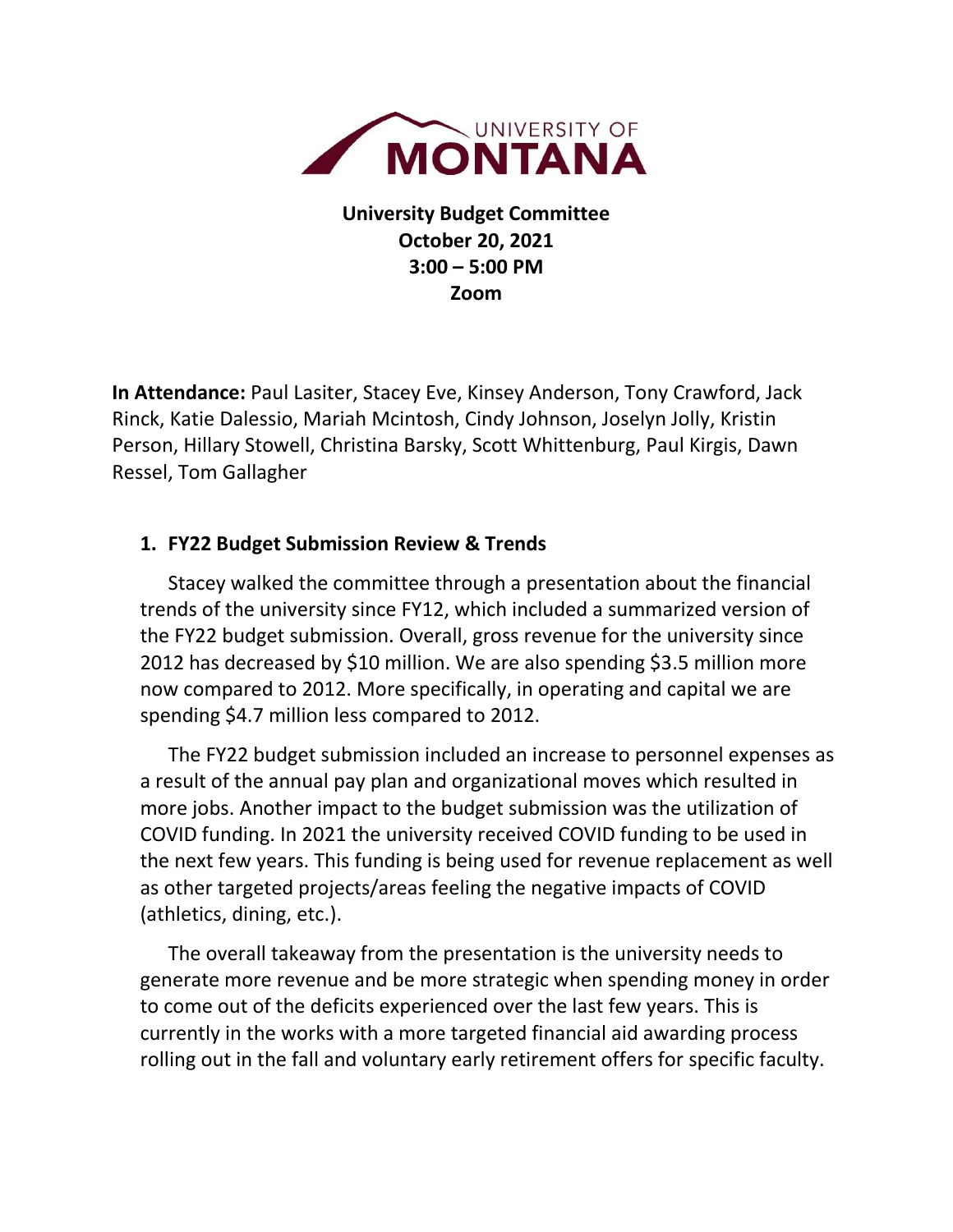# University Budget Committee

**October 20, 2021**
**3:00 – 5:00 PM**
**Zoom**

**In Attendance:** Paul Lasiter, Stacey Eve, Kinsey Anderson, Tony Crawford, Jack Rinck, Katie Dalessio, Mariah Mcintosh, Cindy Johnson, Joselyn Jolly, Kristin Person, Hillary Stowell, Christina Barsky, Scott Whittenburg, Paul Kirgis, Dawn Ressel, Tom Gallagher

## 1. FY22 Budget Submission Review & Trends

Stacey walked the committee through a presentation about the financial trends of the university since FY12, which included a summarized version of the FY22 budget submission. Overall, gross revenue for the university since 2012 has decreased by $10 million. We are also spending $3.5 million more now compared to 2012. More specifically, in operating and capital we are spending $4.7 million less compared to 2012.

The FY22 budget submission included an increase to personnel expenses as a result of the annual pay plan and organizational moves which resulted in more jobs. Another impact to the budget submission was the utilization of COVID funding. In 2021 the university received COVID funding to be used in the next few years. This funding is being used for revenue replacement as well as other targeted projects/areas feeling the negative impacts of COVID (athletics, dining, etc.).

The overall takeaway from the presentation is the university needs to generate more revenue and be more strategic when spending money in order to come out of the deficits experienced over the last few years. This is currently in the works with a more targeted financial aid awarding process rolling out in the fall and voluntary early retirement offers for specific faculty.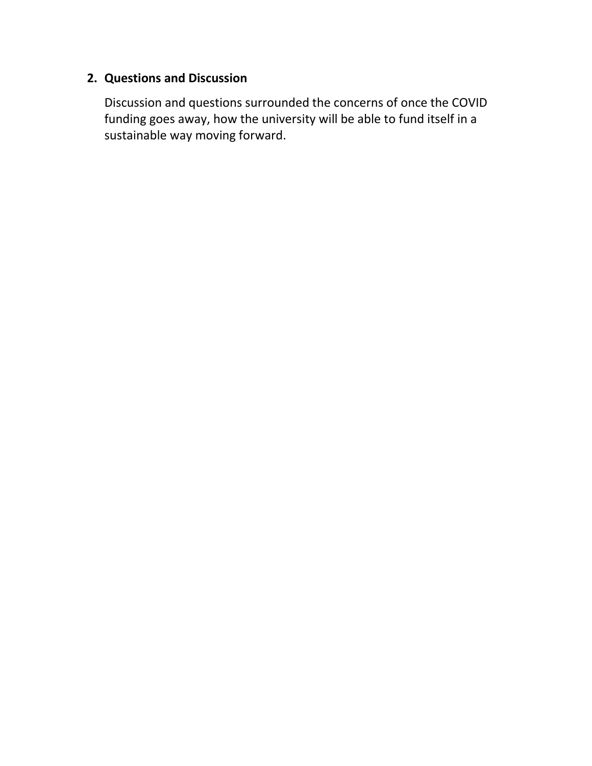2. **Questions and Discussion**

   Discussion and questions surrounded the concerns of once the COVID funding goes away, how the university will be able to fund itself in a sustainable way moving forward.